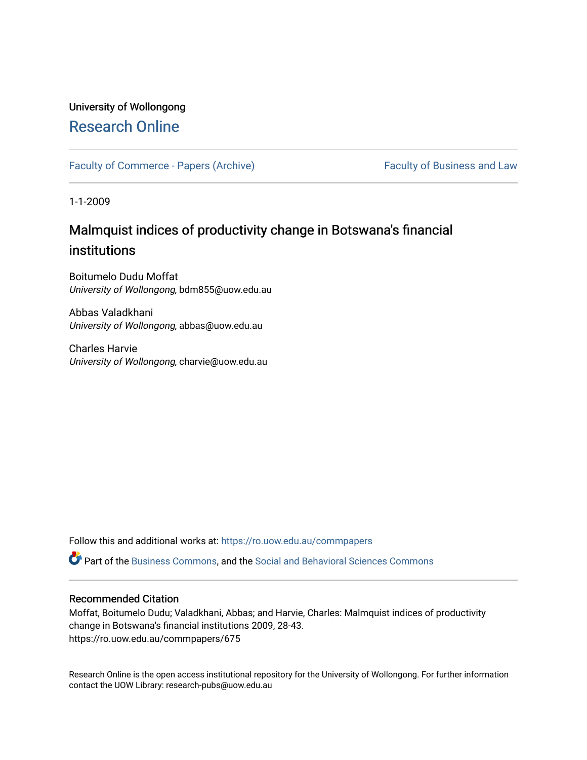University of Wollongong

# Research Online

Faculty of Commerce - Papers (Archive)

Faculty of Business and Law

1-1-2009

## Malmquist indices of productivity change in Botswana's financial institutions

Boitumelo Dudu Moffat
*University of Wollongong*, bdm855@uow.edu.au

Abbas Valadkhani
*University of Wollongong*, abbas@uow.edu.au

Charles Harvie
*University of Wollongong*, charvie@uow.edu.au

Follow this and additional works at: https://ro.uow.edu.au/commpapers

Part of the Business Commons, and the Social and Behavioral Sciences Commons

### Recommended Citation

Moffat, Boitumelo Dudu; Valadkhani, Abbas; and Harvie, Charles: Malmquist indices of productivity change in Botswana's financial institutions 2009, 28-43.
https://ro.uow.edu.au/commpapers/675

Research Online is the open access institutional repository for the University of Wollongong. For further information contact the UOW Library: research-pubs@uow.edu.au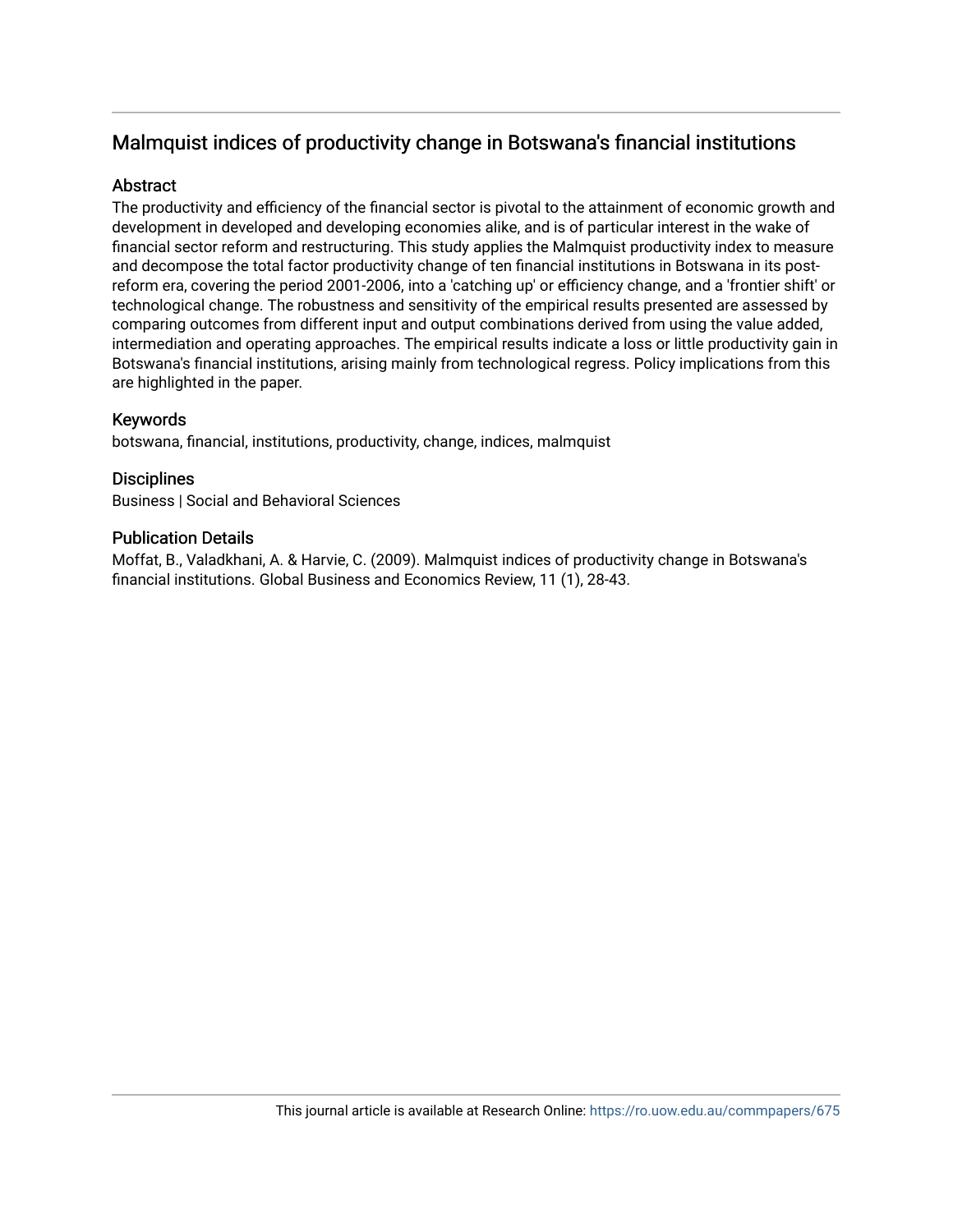## Malmquist indices of productivity change in Botswana's financial institutions

### Abstract

The productivity and efficiency of the financial sector is pivotal to the attainment of economic growth and development in developed and developing economies alike, and is of particular interest in the wake of financial sector reform and restructuring. This study applies the Malmquist productivity index to measure and decompose the total factor productivity change of ten financial institutions in Botswana in its post-reform era, covering the period 2001-2006, into a 'catching up' or efficiency change, and a 'frontier shift' or technological change. The robustness and sensitivity of the empirical results presented are assessed by comparing outcomes from different input and output combinations derived from using the value added, intermediation and operating approaches. The empirical results indicate a loss or little productivity gain in Botswana's financial institutions, arising mainly from technological regress. Policy implications from this are highlighted in the paper.

### Keywords

botswana, financial, institutions, productivity, change, indices, malmquist

### Disciplines

Business | Social and Behavioral Sciences

### Publication Details

Moffat, B., Valadkhani, A. & Harvie, C. (2009). Malmquist indices of productivity change in Botswana's financial institutions. Global Business and Economics Review, 11 (1), 28-43.

This journal article is available at Research Online: https://ro.uow.edu.au/commpapers/675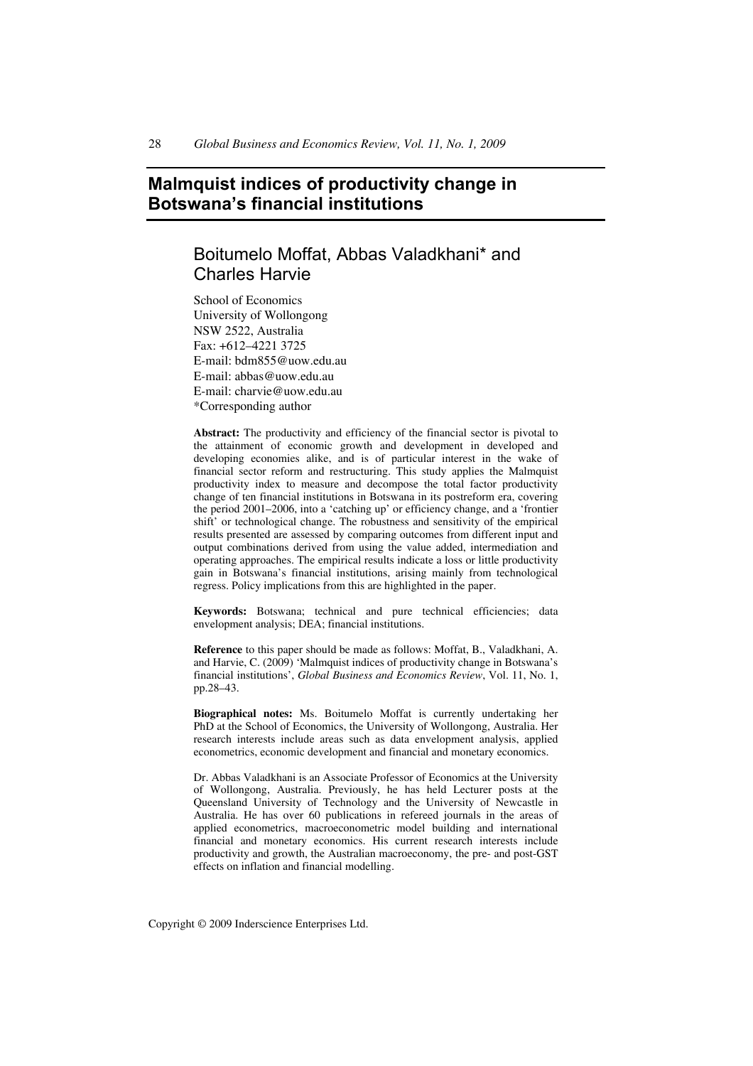# Malmquist indices of productivity change in Botswana's financial institutions

## Boitumelo Moffat, Abbas Valadkhani* and Charles Harvie

School of Economics
University of Wollongong
NSW 2522, Australia
Fax: +612–4221 3725
E-mail: bdm855@uow.edu.au
E-mail: abbas@uow.edu.au
E-mail: charvie@uow.edu.au
*Corresponding author

**Abstract:** The productivity and efficiency of the financial sector is pivotal to the attainment of economic growth and development in developed and developing economies alike, and is of particular interest in the wake of financial sector reform and restructuring. This study applies the Malmquist productivity index to measure and decompose the total factor productivity change of ten financial institutions in Botswana in its postreform era, covering the period 2001–2006, into a 'catching up' or efficiency change, and a 'frontier shift' or technological change. The robustness and sensitivity of the empirical results presented are assessed by comparing outcomes from different input and output combinations derived from using the value added, intermediation and operating approaches. The empirical results indicate a loss or little productivity gain in Botswana's financial institutions, arising mainly from technological regress. Policy implications from this are highlighted in the paper.

**Keywords:** Botswana; technical and pure technical efficiencies; data envelopment analysis; DEA; financial institutions.

**Reference** to this paper should be made as follows: Moffat, B., Valadkhani, A. and Harvie, C. (2009) 'Malmquist indices of productivity change in Botswana's financial institutions', *Global Business and Economics Review*, Vol. 11, No. 1, pp.28–43.

**Biographical notes:** Ms. Boitumelo Moffat is currently undertaking her PhD at the School of Economics, the University of Wollongong, Australia. Her research interests include areas such as data envelopment analysis, applied econometrics, economic development and financial and monetary economics.

Dr. Abbas Valadkhani is an Associate Professor of Economics at the University of Wollongong, Australia. Previously, he has held Lecturer posts at the Queensland University of Technology and the University of Newcastle in Australia. He has over 60 publications in refereed journals in the areas of applied econometrics, macroeconometric model building and international financial and monetary economics. His current research interests include productivity and growth, the Australian macroeconomy, the pre- and post-GST effects on inflation and financial modelling.

Copyright © 2009 Inderscience Enterprises Ltd.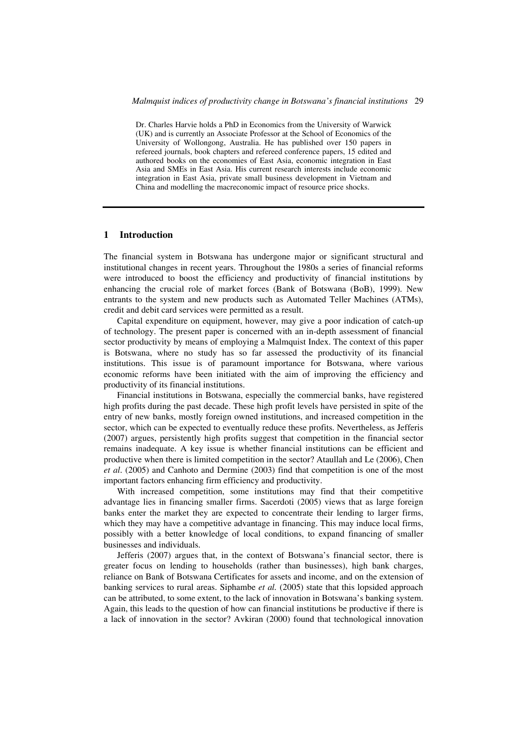Dr. Charles Harvie holds a PhD in Economics from the University of Warwick (UK) and is currently an Associate Professor at the School of Economics of the University of Wollongong, Australia. He has published over 150 papers in refereed journals, book chapters and refereed conference papers, 15 edited and authored books on the economies of East Asia, economic integration in East Asia and SMEs in East Asia. His current research interests include economic integration in East Asia, private small business development in Vietnam and China and modelling the macroeconomic impact of resource price shocks.

## 1 Introduction

The financial system in Botswana has undergone major or significant structural and institutional changes in recent years. Throughout the 1980s a series of financial reforms were introduced to boost the efficiency and productivity of financial institutions by enhancing the crucial role of market forces (Bank of Botswana (BoB), 1999). New entrants to the system and new products such as Automated Teller Machines (ATMs), credit and debit card services were permitted as a result.

Capital expenditure on equipment, however, may give a poor indication of catch-up of technology. The present paper is concerned with an in-depth assessment of financial sector productivity by means of employing a Malmquist Index. The context of this paper is Botswana, where no study has so far assessed the productivity of its financial institutions. This issue is of paramount importance for Botswana, where various economic reforms have been initiated with the aim of improving the efficiency and productivity of its financial institutions.

Financial institutions in Botswana, especially the commercial banks, have registered high profits during the past decade. These high profit levels have persisted in spite of the entry of new banks, mostly foreign owned institutions, and increased competition in the sector, which can be expected to eventually reduce these profits. Nevertheless, as Jefferis (2007) argues, persistently high profits suggest that competition in the financial sector remains inadequate. A key issue is whether financial institutions can be efficient and productive when there is limited competition in the sector? Ataullah and Le (2006), Chen *et al.* (2005) and Canhoto and Dermine (2003) find that competition is one of the most important factors enhancing firm efficiency and productivity.

With increased competition, some institutions may find that their competitive advantage lies in financing smaller firms. Sacerdoti (2005) views that as large foreign banks enter the market they are expected to concentrate their lending to larger firms, which they may have a competitive advantage in financing. This may induce local firms, possibly with a better knowledge of local conditions, to expand financing of smaller businesses and individuals.

Jefferis (2007) argues that, in the context of Botswana's financial sector, there is greater focus on lending to households (rather than businesses), high bank charges, reliance on Bank of Botswana Certificates for assets and income, and on the extension of banking services to rural areas. Siphambe *et al.* (2005) state that this lopsided approach can be attributed, to some extent, to the lack of innovation in Botswana's banking system. Again, this leads to the question of how can financial institutions be productive if there is a lack of innovation in the sector? Avkiran (2000) found that technological innovation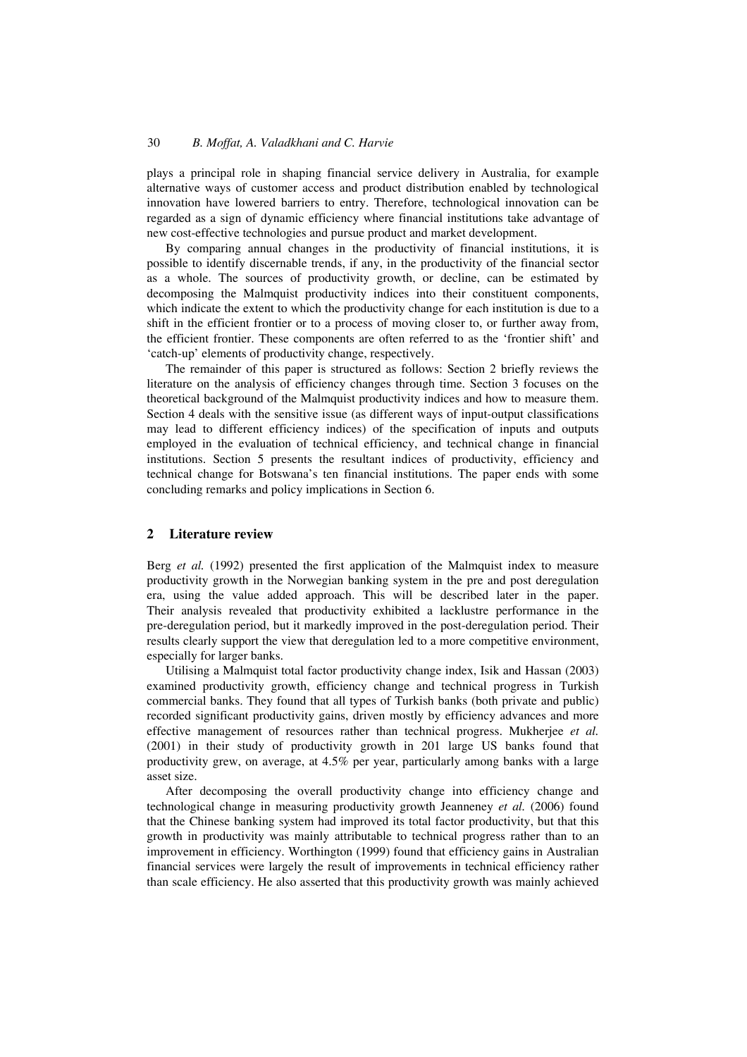plays a principal role in shaping financial service delivery in Australia, for example alternative ways of customer access and product distribution enabled by technological innovation have lowered barriers to entry. Therefore, technological innovation can be regarded as a sign of dynamic efficiency where financial institutions take advantage of new cost-effective technologies and pursue product and market development.

By comparing annual changes in the productivity of financial institutions, it is possible to identify discernable trends, if any, in the productivity of the financial sector as a whole. The sources of productivity growth, or decline, can be estimated by decomposing the Malmquist productivity indices into their constituent components, which indicate the extent to which the productivity change for each institution is due to a shift in the efficient frontier or to a process of moving closer to, or further away from, the efficient frontier. These components are often referred to as the 'frontier shift' and 'catch-up' elements of productivity change, respectively.

The remainder of this paper is structured as follows: Section 2 briefly reviews the literature on the analysis of efficiency changes through time. Section 3 focuses on the theoretical background of the Malmquist productivity indices and how to measure them. Section 4 deals with the sensitive issue (as different ways of input-output classifications may lead to different efficiency indices) of the specification of inputs and outputs employed in the evaluation of technical efficiency, and technical change in financial institutions. Section 5 presents the resultant indices of productivity, efficiency and technical change for Botswana's ten financial institutions. The paper ends with some concluding remarks and policy implications in Section 6.

## 2 Literature review

Berg *et al.* (1992) presented the first application of the Malmquist index to measure productivity growth in the Norwegian banking system in the pre and post deregulation era, using the value added approach. This will be described later in the paper. Their analysis revealed that productivity exhibited a lacklustre performance in the pre-deregulation period, but it markedly improved in the post-deregulation period. Their results clearly support the view that deregulation led to a more competitive environment, especially for larger banks.

Utilising a Malmquist total factor productivity change index, Isik and Hassan (2003) examined productivity growth, efficiency change and technical progress in Turkish commercial banks. They found that all types of Turkish banks (both private and public) recorded significant productivity gains, driven mostly by efficiency advances and more effective management of resources rather than technical progress. Mukherjee *et al.* (2001) in their study of productivity growth in 201 large US banks found that productivity grew, on average, at 4.5% per year, particularly among banks with a large asset size.

After decomposing the overall productivity change into efficiency change and technological change in measuring productivity growth Jeanneney *et al.* (2006) found that the Chinese banking system had improved its total factor productivity, but that this growth in productivity was mainly attributable to technical progress rather than to an improvement in efficiency. Worthington (1999) found that efficiency gains in Australian financial services were largely the result of improvements in technical efficiency rather than scale efficiency. He also asserted that this productivity growth was mainly achieved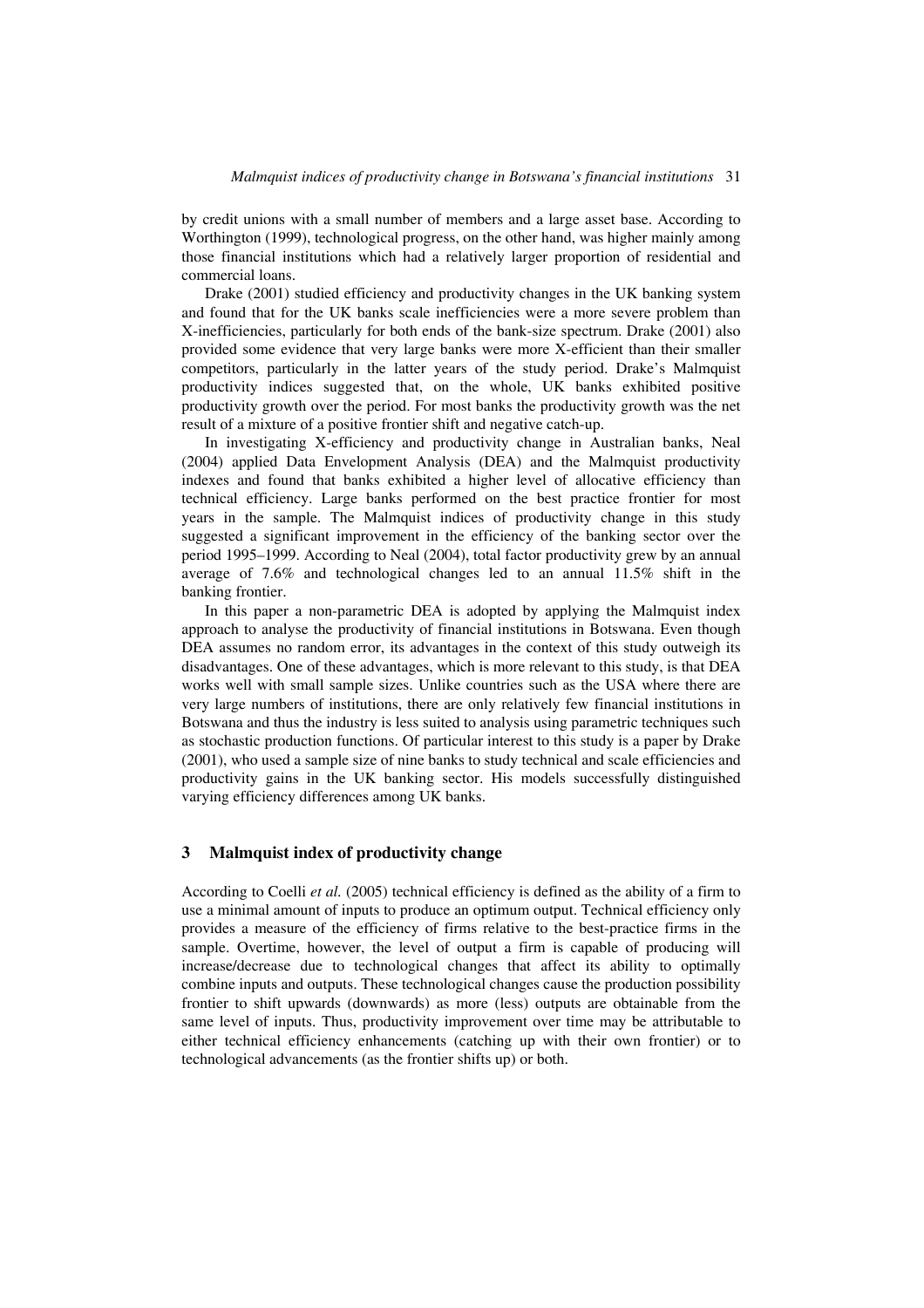by credit unions with a small number of members and a large asset base. According to Worthington (1999), technological progress, on the other hand, was higher mainly among those financial institutions which had a relatively larger proportion of residential and commercial loans.

Drake (2001) studied efficiency and productivity changes in the UK banking system and found that for the UK banks scale inefficiencies were a more severe problem than X-inefficiencies, particularly for both ends of the bank-size spectrum. Drake (2001) also provided some evidence that very large banks were more X-efficient than their smaller competitors, particularly in the latter years of the study period. Drake's Malmquist productivity indices suggested that, on the whole, UK banks exhibited positive productivity growth over the period. For most banks the productivity growth was the net result of a mixture of a positive frontier shift and negative catch-up.

In investigating X-efficiency and productivity change in Australian banks, Neal (2004) applied Data Envelopment Analysis (DEA) and the Malmquist productivity indexes and found that banks exhibited a higher level of allocative efficiency than technical efficiency. Large banks performed on the best practice frontier for most years in the sample. The Malmquist indices of productivity change in this study suggested a significant improvement in the efficiency of the banking sector over the period 1995–1999. According to Neal (2004), total factor productivity grew by an annual average of 7.6% and technological changes led to an annual 11.5% shift in the banking frontier.

In this paper a non-parametric DEA is adopted by applying the Malmquist index approach to analyse the productivity of financial institutions in Botswana. Even though DEA assumes no random error, its advantages in the context of this study outweigh its disadvantages. One of these advantages, which is more relevant to this study, is that DEA works well with small sample sizes. Unlike countries such as the USA where there are very large numbers of institutions, there are only relatively few financial institutions in Botswana and thus the industry is less suited to analysis using parametric techniques such as stochastic production functions. Of particular interest to this study is a paper by Drake (2001), who used a sample size of nine banks to study technical and scale efficiencies and productivity gains in the UK banking sector. His models successfully distinguished varying efficiency differences among UK banks.

## 3 Malmquist index of productivity change

According to Coelli *et al.* (2005) technical efficiency is defined as the ability of a firm to use a minimal amount of inputs to produce an optimum output. Technical efficiency only provides a measure of the efficiency of firms relative to the best-practice firms in the sample. Overtime, however, the level of output a firm is capable of producing will increase/decrease due to technological changes that affect its ability to optimally combine inputs and outputs. These technological changes cause the production possibility frontier to shift upwards (downwards) as more (less) outputs are obtainable from the same level of inputs. Thus, productivity improvement over time may be attributable to either technical efficiency enhancements (catching up with their own frontier) or to technological advancements (as the frontier shifts up) or both.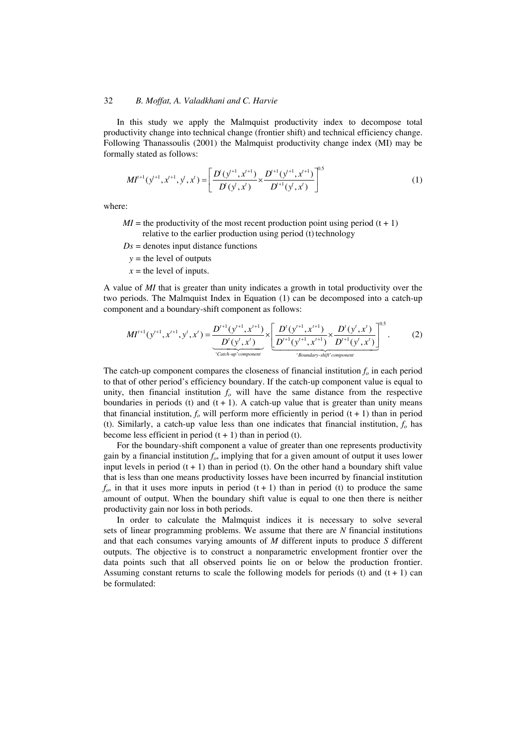In this study we apply the Malmquist productivity index to decompose total productivity change into technical change (frontier shift) and technical efficiency change. Following Thanassoulis (2001) the Malmquist productivity change index (MI) may be formally stated as follows:

$$MI^{t+1}(y^{t+1}, x^{t+1}, y^{t}, x^{t}) = \left[ \frac{D^{t}(y^{t+1}, x^{t+1})}{D^{t}(y^{t}, x^{t})} \times \frac{D^{t+1}(y^{t+1}, x^{t+1})}{D^{t+1}(y^{t}, x^{t})} \right]^{0.5} \tag{1}$$

where:

$MI$ = the productivity of the most recent production point using period (t + 1) relative to the earlier production using period (t) technology

$Ds$ = denotes input distance functions

$y$ = the level of outputs

$x$ = the level of inputs.

A value of $MI$ that is greater than unity indicates a growth in total productivity over the two periods. The Malmquist Index in Equation (1) can be decomposed into a catch-up component and a boundary-shift component as follows:

$$MI^{t+1}(y^{t+1}, x^{t+1}, y^{t}, x^{t}) = \underbrace{\frac{D^{t+1}(y^{t+1}, x^{t+1})}{D^{t}(y^{t}, x^{t})}}_{\text{'Catch-up' component}} \times \underbrace{\left[ \frac{D^{t}(y^{t+1}, x^{t+1})}{D^{t+1}(y^{t+1}, x^{t+1})} \times \frac{D^{t}(y^{t}, x^{t})}{D^{t+1}(y^{t}, x^{t})} \right]^{0.5}}_{\text{'Boundary-shift' component}}. \tag{2}$$

The catch-up component compares the closeness of financial institution $f_o$ in each period to that of other period's efficiency boundary. If the catch-up component value is equal to unity, then financial institution $f_o$ will have the same distance from the respective boundaries in periods (t) and (t + 1). A catch-up value that is greater than unity means that financial institution, $f_o$ will perform more efficiently in period (t + 1) than in period (t). Similarly, a catch-up value less than one indicates that financial institution, $f_o$ has become less efficient in period (t + 1) than in period (t).

For the boundary-shift component a value of greater than one represents productivity gain by a financial institution $f_o$, implying that for a given amount of output it uses lower input levels in period (t + 1) than in period (t). On the other hand a boundary shift value that is less than one means productivity losses have been incurred by financial institution $f_o$, in that it uses more inputs in period (t + 1) than in period (t) to produce the same amount of output. When the boundary shift value is equal to one then there is neither productivity gain nor loss in both periods.

In order to calculate the Malmquist indices it is necessary to solve several sets of linear programming problems. We assume that there are $N$ financial institutions and that each consumes varying amounts of $M$ different inputs to produce $S$ different outputs. The objective is to construct a nonparametric envelopment frontier over the data points such that all observed points lie on or below the production frontier. Assuming constant returns to scale the following models for periods (t) and (t + 1) can be formulated: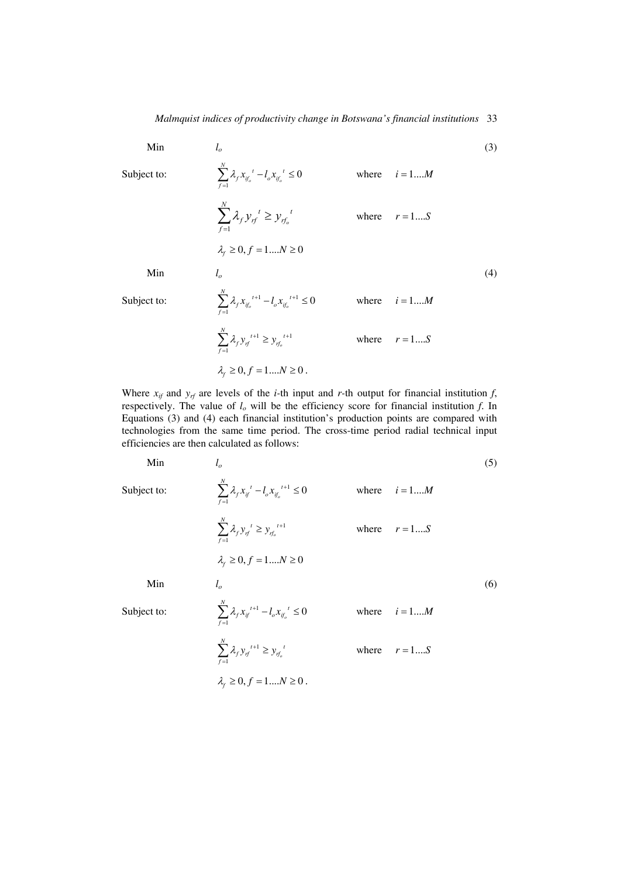$$
\begin{aligned}
&\text{Min} \quad l_o & (3)\\
&\text{Subject to:} \quad \sum_{f=1}^{N} \lambda_f x_{if_o}{}^{t} - l_o x_{if_o}{}^{t} \le 0 \qquad \text{where} \quad i = 1....M\\
&\qquad \sum_{f=1}^{N} \lambda_f y_{rf}{}^{t} \ge y_{rf_o}{}^{t} \qquad \text{where} \quad r = 1....S\\
&\qquad \lambda_f \ge 0, f = 1....N \ge 0
\end{aligned}
$$

$$
\begin{aligned}
&\text{Min} \quad l_o & (4)\\
&\text{Subject to:} \quad \sum_{f=1}^{N} \lambda_f x_{if_o}{}^{t+1} - l_o x_{if_o}{}^{t+1} \le 0 \qquad \text{where} \quad i = 1....M\\
&\qquad \sum_{f=1}^{N} \lambda_f y_{rf}{}^{t+1} \ge y_{rf_o}{}^{t+1} \qquad \text{where} \quad r = 1....S\\
&\qquad \lambda_f \ge 0, f = 1....N \ge 0 .
\end{aligned}
$$

Where $x_{if}$ and $y_{rf}$ are levels of the *i*-th input and *r*-th output for financial institution *f*, respectively. The value of $l_o$ will be the efficiency score for financial institution *f*. In Equations (3) and (4) each financial institution's production points are compared with technologies from the same time period. The cross-time period radial technical input efficiencies are then calculated as follows:

$$
\begin{aligned}
&\text{Min} \quad l_o & (5)\\
&\text{Subject to:} \quad \sum_{f=1}^{N} \lambda_f x_{if}{}^{t} - l_o x_{if_o}{}^{t+1} \le 0 \qquad \text{where} \quad i = 1....M\\
&\qquad \sum_{f=1}^{N} \lambda_f y_{rf}{}^{t} \ge y_{rf_o}{}^{t+1} \qquad \text{where} \quad r = 1....S\\
&\qquad \lambda_f \ge 0, f = 1....N \ge 0
\end{aligned}
$$

$$
\begin{aligned}
&\text{Min} \quad l_o & (6)\\
&\text{Subject to:} \quad \sum_{f=1}^{N} \lambda_f x_{if}{}^{t+1} - l_o x_{if_o}{}^{t} \le 0 \qquad \text{where} \quad i = 1....M\\
&\qquad \sum_{f=1}^{N} \lambda_f y_{rf}{}^{t+1} \ge y_{rf_o}{}^{t} \qquad \text{where} \quad r = 1....S\\
&\qquad \lambda_f \ge 0, f = 1....N \ge 0 .
\end{aligned}
$$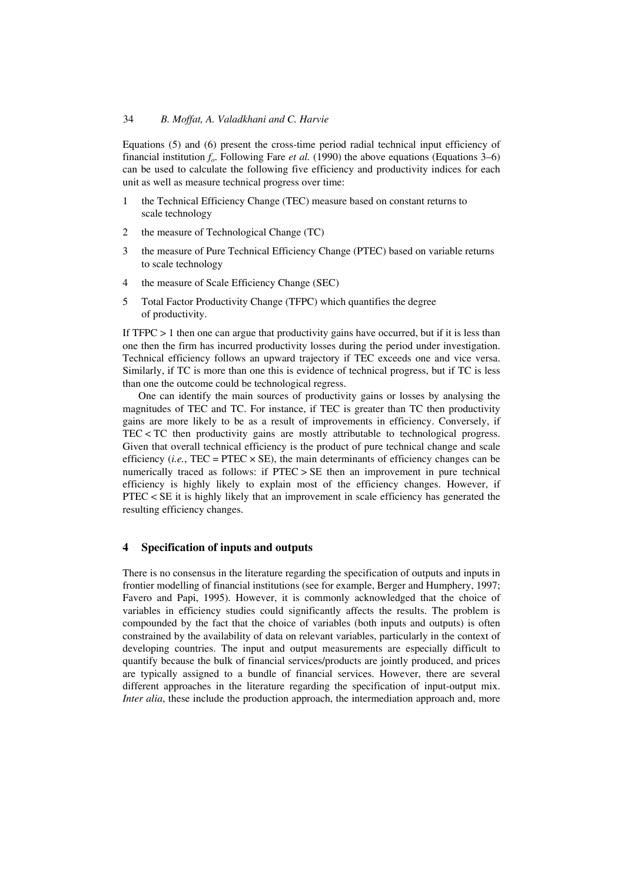Equations (5) and (6) present the cross-time period radial technical input efficiency of financial institution $f_o$. Following Fare *et al.* (1990) the above equations (Equations 3–6) can be used to calculate the following five efficiency and productivity indices for each unit as well as measure technical progress over time:

1. the Technical Efficiency Change (TEC) measure based on constant returns to scale technology
2. the measure of Technological Change (TC)
3. the measure of Pure Technical Efficiency Change (PTEC) based on variable returns to scale technology
4. the measure of Scale Efficiency Change (SEC)
5. Total Factor Productivity Change (TFPC) which quantifies the degree of productivity.

If TFPC > 1 then one can argue that productivity gains have occurred, but if it is less than one then the firm has incurred productivity losses during the period under investigation. Technical efficiency follows an upward trajectory if TEC exceeds one and vice versa. Similarly, if TC is more than one this is evidence of technical progress, but if TC is less than one the outcome could be technological regress.

One can identify the main sources of productivity gains or losses by analysing the magnitudes of TEC and TC. For instance, if TEC is greater than TC then productivity gains are more likely to be as a result of improvements in efficiency. Conversely, if TEC < TC then productivity gains are mostly attributable to technological progress. Given that overall technical efficiency is the product of pure technical change and scale efficiency (*i.e.*, TEC = PTEC × SE), the main determinants of efficiency changes can be numerically traced as follows: if PTEC > SE then an improvement in pure technical efficiency is highly likely to explain most of the efficiency changes. However, if PTEC < SE it is highly likely that an improvement in scale efficiency has generated the resulting efficiency changes.

## 4 Specification of inputs and outputs

There is no consensus in the literature regarding the specification of outputs and inputs in frontier modelling of financial institutions (see for example, Berger and Humphery, 1997; Favero and Papi, 1995). However, it is commonly acknowledged that the choice of variables in efficiency studies could significantly affects the results. The problem is compounded by the fact that the choice of variables (both inputs and outputs) is often constrained by the availability of data on relevant variables, particularly in the context of developing countries. The input and output measurements are especially difficult to quantify because the bulk of financial services/products are jointly produced, and prices are typically assigned to a bundle of financial services. However, there are several different approaches in the literature regarding the specification of input-output mix. *Inter alia*, these include the production approach, the intermediation approach and, more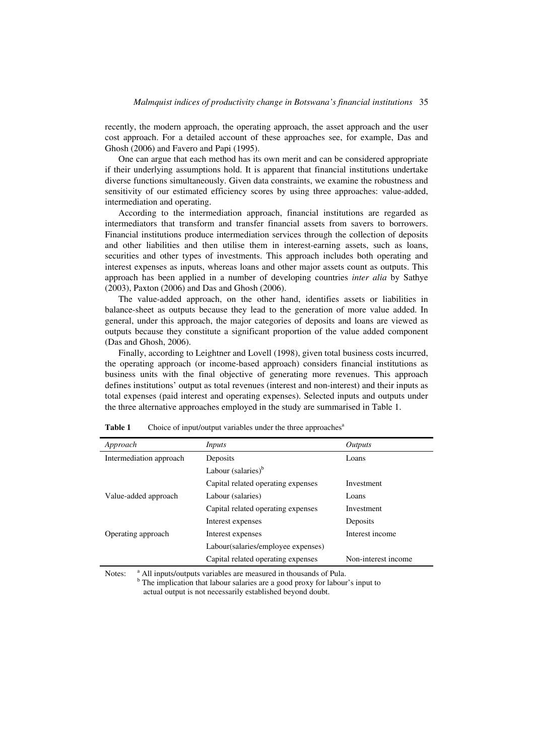recently, the modern approach, the operating approach, the asset approach and the user cost approach. For a detailed account of these approaches see, for example, Das and Ghosh (2006) and Favero and Papi (1995).

One can argue that each method has its own merit and can be considered appropriate if their underlying assumptions hold. It is apparent that financial institutions undertake diverse functions simultaneously. Given data constraints, we examine the robustness and sensitivity of our estimated efficiency scores by using three approaches: value-added, intermediation and operating.

According to the intermediation approach, financial institutions are regarded as intermediators that transform and transfer financial assets from savers to borrowers. Financial institutions produce intermediation services through the collection of deposits and other liabilities and then utilise them in interest-earning assets, such as loans, securities and other types of investments. This approach includes both operating and interest expenses as inputs, whereas loans and other major assets count as outputs. This approach has been applied in a number of developing countries *inter alia* by Sathye (2003), Paxton (2006) and Das and Ghosh (2006).

The value-added approach, on the other hand, identifies assets or liabilities in balance-sheet as outputs because they lead to the generation of more value added. In general, under this approach, the major categories of deposits and loans are viewed as outputs because they constitute a significant proportion of the value added component (Das and Ghosh, 2006).

Finally, according to Leightner and Lovell (1998), given total business costs incurred, the operating approach (or income-based approach) considers financial institutions as business units with the final objective of generating more revenues. This approach defines institutions' output as total revenues (interest and non-interest) and their inputs as total expenses (paid interest and operating expenses). Selected inputs and outputs under the three alternative approaches employed in the study are summarised in Table 1.

**Table 1** Choice of input/output variables under the three approaches[a]

| *Approach* | *Inputs* | *Outputs* |
|---|---|---|
| Intermediation approach | Deposits | Loans |
| | Labour (salaries)[b] | |
| | Capital related operating expenses | Investment |
| Value-added approach | Labour (salaries) | Loans |
| | Capital related operating expenses | Investment |
| | Interest expenses | Deposits |
| Operating approach | Interest expenses | Interest income |
| | Labour(salaries/employee expenses) | |
| | Capital related operating expenses | Non-interest income |

Notes: [a] All inputs/outputs variables are measured in thousands of Pula.
[b] The implication that labour salaries are a good proxy for labour's input to actual output is not necessarily established beyond doubt.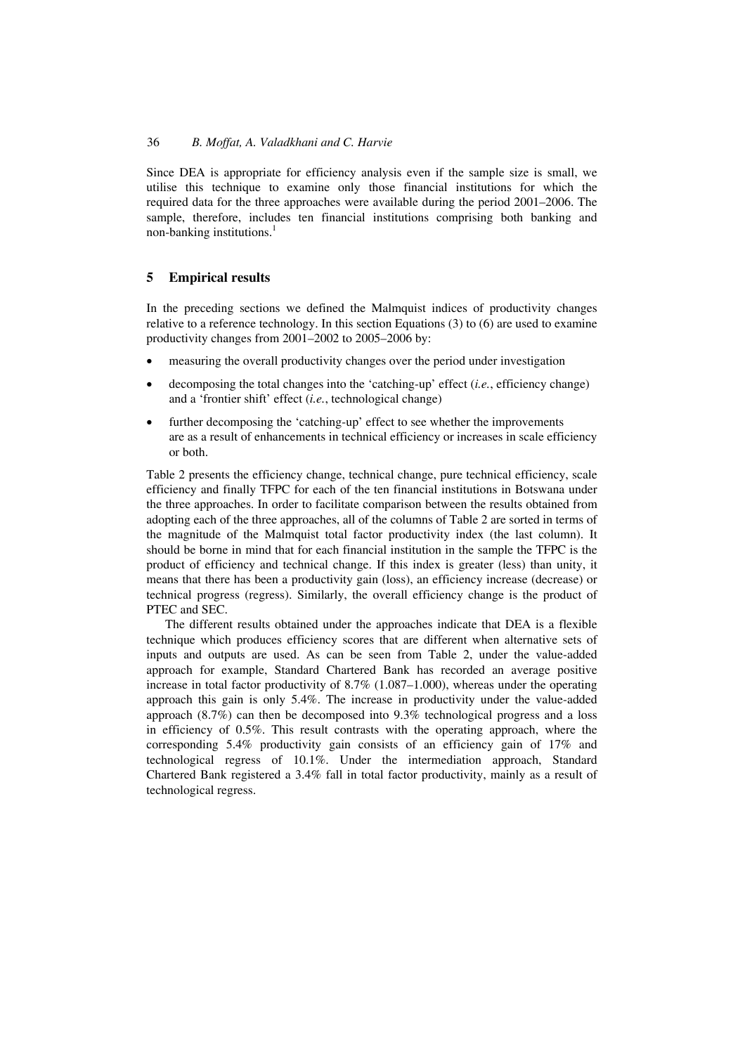Since DEA is appropriate for efficiency analysis even if the sample size is small, we utilise this technique to examine only those financial institutions for which the required data for the three approaches were available during the period 2001–2006. The sample, therefore, includes ten financial institutions comprising both banking and non-banking institutions.[1]

## 5 Empirical results

In the preceding sections we defined the Malmquist indices of productivity changes relative to a reference technology. In this section Equations (3) to (6) are used to examine productivity changes from 2001–2002 to 2005–2006 by:

- measuring the overall productivity changes over the period under investigation
- decomposing the total changes into the 'catching-up' effect (*i.e.*, efficiency change) and a 'frontier shift' effect (*i.e.*, technological change)
- further decomposing the 'catching-up' effect to see whether the improvements are as a result of enhancements in technical efficiency or increases in scale efficiency or both.

Table 2 presents the efficiency change, technical change, pure technical efficiency, scale efficiency and finally TFPC for each of the ten financial institutions in Botswana under the three approaches. In order to facilitate comparison between the results obtained from adopting each of the three approaches, all of the columns of Table 2 are sorted in terms of the magnitude of the Malmquist total factor productivity index (the last column). It should be borne in mind that for each financial institution in the sample the TFPC is the product of efficiency and technical change. If this index is greater (less) than unity, it means that there has been a productivity gain (loss), an efficiency increase (decrease) or technical progress (regress). Similarly, the overall efficiency change is the product of PTEC and SEC.

The different results obtained under the approaches indicate that DEA is a flexible technique which produces efficiency scores that are different when alternative sets of inputs and outputs are used. As can be seen from Table 2, under the value-added approach for example, Standard Chartered Bank has recorded an average positive increase in total factor productivity of 8.7% (1.087–1.000), whereas under the operating approach this gain is only 5.4%. The increase in productivity under the value-added approach (8.7%) can then be decomposed into 9.3% technological progress and a loss in efficiency of 0.5%. This result contrasts with the operating approach, where the corresponding 5.4% productivity gain consists of an efficiency gain of 17% and technological regress of 10.1%. Under the intermediation approach, Standard Chartered Bank registered a 3.4% fall in total factor productivity, mainly as a result of technological regress.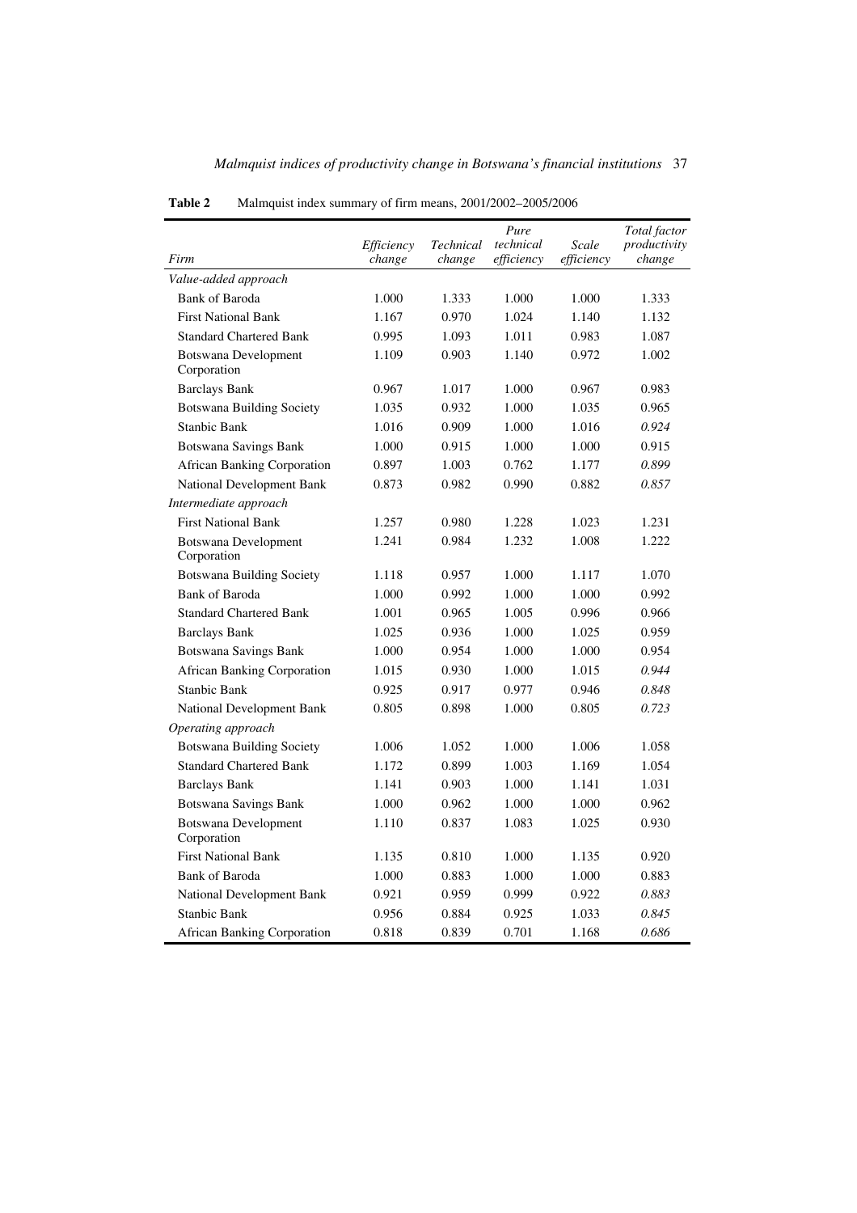**Table 2** Malmquist index summary of firm means, 2001/2002–2005/2006

| *Firm* | *Efficiency change* | *Technical change* | *Pure technical efficiency* | *Scale efficiency* | *Total factor productivity change* |
|---|---|---|---|---|---|
| *Value-added approach* | | | | | |
| Bank of Baroda | 1.000 | 1.333 | 1.000 | 1.000 | 1.333 |
| First National Bank | 1.167 | 0.970 | 1.024 | 1.140 | 1.132 |
| Standard Chartered Bank | 0.995 | 1.093 | 1.011 | 0.983 | 1.087 |
| Botswana Development Corporation | 1.109 | 0.903 | 1.140 | 0.972 | 1.002 |
| Barclays Bank | 0.967 | 1.017 | 1.000 | 0.967 | 0.983 |
| Botswana Building Society | 1.035 | 0.932 | 1.000 | 1.035 | 0.965 |
| Stanbic Bank | 1.016 | 0.909 | 1.000 | 1.016 | *0.924* |
| Botswana Savings Bank | 1.000 | 0.915 | 1.000 | 1.000 | 0.915 |
| African Banking Corporation | 0.897 | 1.003 | 0.762 | 1.177 | *0.899* |
| National Development Bank | 0.873 | 0.982 | 0.990 | 0.882 | *0.857* |
| *Intermediate approach* | | | | | |
| First National Bank | 1.257 | 0.980 | 1.228 | 1.023 | 1.231 |
| Botswana Development Corporation | 1.241 | 0.984 | 1.232 | 1.008 | 1.222 |
| Botswana Building Society | 1.118 | 0.957 | 1.000 | 1.117 | 1.070 |
| Bank of Baroda | 1.000 | 0.992 | 1.000 | 1.000 | 0.992 |
| Standard Chartered Bank | 1.001 | 0.965 | 1.005 | 0.996 | 0.966 |
| Barclays Bank | 1.025 | 0.936 | 1.000 | 1.025 | 0.959 |
| Botswana Savings Bank | 1.000 | 0.954 | 1.000 | 1.000 | 0.954 |
| African Banking Corporation | 1.015 | 0.930 | 1.000 | 1.015 | *0.944* |
| Stanbic Bank | 0.925 | 0.917 | 0.977 | 0.946 | *0.848* |
| National Development Bank | 0.805 | 0.898 | 1.000 | 0.805 | *0.723* |
| *Operating approach* | | | | | |
| Botswana Building Society | 1.006 | 1.052 | 1.000 | 1.006 | 1.058 |
| Standard Chartered Bank | 1.172 | 0.899 | 1.003 | 1.169 | 1.054 |
| Barclays Bank | 1.141 | 0.903 | 1.000 | 1.141 | 1.031 |
| Botswana Savings Bank | 1.000 | 0.962 | 1.000 | 1.000 | 0.962 |
| Botswana Development Corporation | 1.110 | 0.837 | 1.083 | 1.025 | 0.930 |
| First National Bank | 1.135 | 0.810 | 1.000 | 1.135 | 0.920 |
| Bank of Baroda | 1.000 | 0.883 | 1.000 | 1.000 | 0.883 |
| National Development Bank | 0.921 | 0.959 | 0.999 | 0.922 | *0.883* |
| Stanbic Bank | 0.956 | 0.884 | 0.925 | 1.033 | *0.845* |
| African Banking Corporation | 0.818 | 0.839 | 0.701 | 1.168 | *0.686* |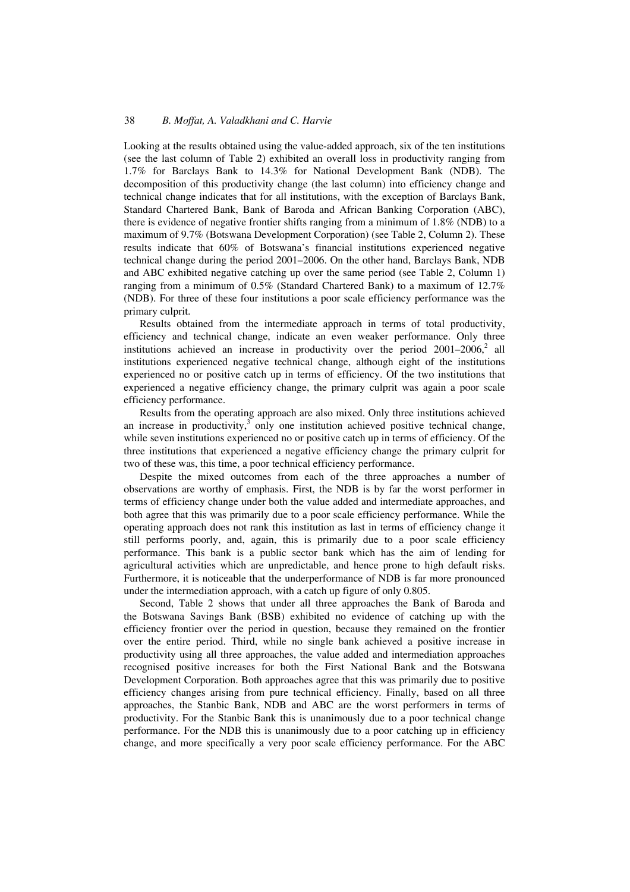Looking at the results obtained using the value-added approach, six of the ten institutions (see the last column of Table 2) exhibited an overall loss in productivity ranging from 1.7% for Barclays Bank to 14.3% for National Development Bank (NDB). The decomposition of this productivity change (the last column) into efficiency change and technical change indicates that for all institutions, with the exception of Barclays Bank, Standard Chartered Bank, Bank of Baroda and African Banking Corporation (ABC), there is evidence of negative frontier shifts ranging from a minimum of 1.8% (NDB) to a maximum of 9.7% (Botswana Development Corporation) (see Table 2, Column 2). These results indicate that 60% of Botswana's financial institutions experienced negative technical change during the period 2001–2006. On the other hand, Barclays Bank, NDB and ABC exhibited negative catching up over the same period (see Table 2, Column 1) ranging from a minimum of 0.5% (Standard Chartered Bank) to a maximum of 12.7% (NDB). For three of these four institutions a poor scale efficiency performance was the primary culprit.

Results obtained from the intermediate approach in terms of total productivity, efficiency and technical change, indicate an even weaker performance. Only three institutions achieved an increase in productivity over the period 2001–2006,[2] all institutions experienced negative technical change, although eight of the institutions experienced no or positive catch up in terms of efficiency. Of the two institutions that experienced a negative efficiency change, the primary culprit was again a poor scale efficiency performance.

Results from the operating approach are also mixed. Only three institutions achieved an increase in productivity,[3] only one institution achieved positive technical change, while seven institutions experienced no or positive catch up in terms of efficiency. Of the three institutions that experienced a negative efficiency change the primary culprit for two of these was, this time, a poor technical efficiency performance.

Despite the mixed outcomes from each of the three approaches a number of observations are worthy of emphasis. First, the NDB is by far the worst performer in terms of efficiency change under both the value added and intermediate approaches, and both agree that this was primarily due to a poor scale efficiency performance. While the operating approach does not rank this institution as last in terms of efficiency change it still performs poorly, and, again, this is primarily due to a poor scale efficiency performance. This bank is a public sector bank which has the aim of lending for agricultural activities which are unpredictable, and hence prone to high default risks. Furthermore, it is noticeable that the underperformance of NDB is far more pronounced under the intermediation approach, with a catch up figure of only 0.805.

Second, Table 2 shows that under all three approaches the Bank of Baroda and the Botswana Savings Bank (BSB) exhibited no evidence of catching up with the efficiency frontier over the period in question, because they remained on the frontier over the entire period. Third, while no single bank achieved a positive increase in productivity using all three approaches, the value added and intermediation approaches recognised positive increases for both the First National Bank and the Botswana Development Corporation. Both approaches agree that this was primarily due to positive efficiency changes arising from pure technical efficiency. Finally, based on all three approaches, the Stanbic Bank, NDB and ABC are the worst performers in terms of productivity. For the Stanbic Bank this is unanimously due to a poor technical change performance. For the NDB this is unanimously due to a poor catching up in efficiency change, and more specifically a very poor scale efficiency performance. For the ABC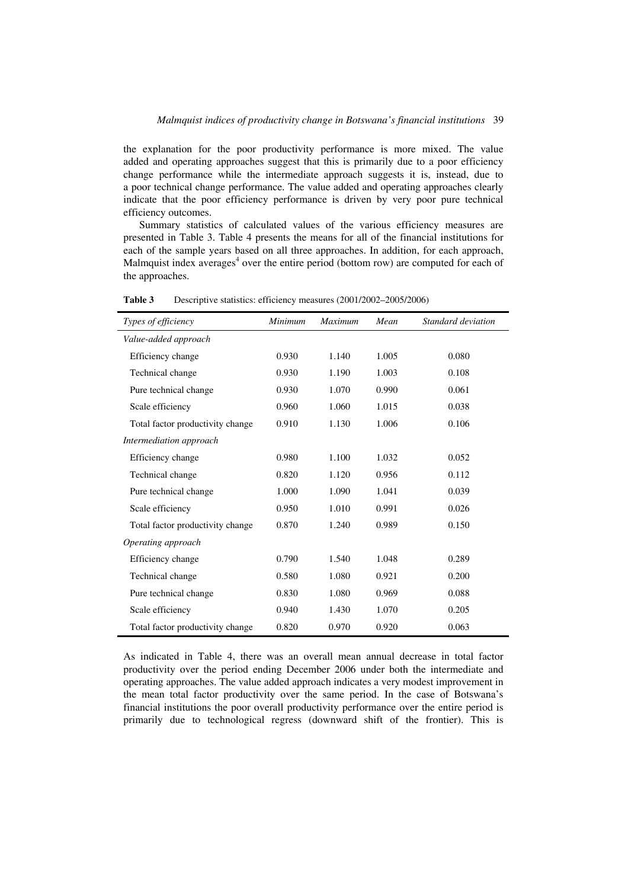the explanation for the poor productivity performance is more mixed. The value added and operating approaches suggest that this is primarily due to a poor efficiency change performance while the intermediate approach suggests it is, instead, due to a poor technical change performance. The value added and operating approaches clearly indicate that the poor efficiency performance is driven by very poor pure technical efficiency outcomes.

Summary statistics of calculated values of the various efficiency measures are presented in Table 3. Table 4 presents the means for all of the financial institutions for each of the sample years based on all three approaches. In addition, for each approach, Malmquist index averages[4] over the entire period (bottom row) are computed for each of the approaches.

**Table 3** Descriptive statistics: efficiency measures (2001/2002–2005/2006)

| *Types of efficiency* | *Minimum* | *Maximum* | *Mean* | *Standard deviation* |
|---|---|---|---|---|
| *Value-added approach* | | | | |
| Efficiency change | 0.930 | 1.140 | 1.005 | 0.080 |
| Technical change | 0.930 | 1.190 | 1.003 | 0.108 |
| Pure technical change | 0.930 | 1.070 | 0.990 | 0.061 |
| Scale efficiency | 0.960 | 1.060 | 1.015 | 0.038 |
| Total factor productivity change | 0.910 | 1.130 | 1.006 | 0.106 |
| *Intermediation approach* | | | | |
| Efficiency change | 0.980 | 1.100 | 1.032 | 0.052 |
| Technical change | 0.820 | 1.120 | 0.956 | 0.112 |
| Pure technical change | 1.000 | 1.090 | 1.041 | 0.039 |
| Scale efficiency | 0.950 | 1.010 | 0.991 | 0.026 |
| Total factor productivity change | 0.870 | 1.240 | 0.989 | 0.150 |
| *Operating approach* | | | | |
| Efficiency change | 0.790 | 1.540 | 1.048 | 0.289 |
| Technical change | 0.580 | 1.080 | 0.921 | 0.200 |
| Pure technical change | 0.830 | 1.080 | 0.969 | 0.088 |
| Scale efficiency | 0.940 | 1.430 | 1.070 | 0.205 |
| Total factor productivity change | 0.820 | 0.970 | 0.920 | 0.063 |

As indicated in Table 4, there was an overall mean annual decrease in total factor productivity over the period ending December 2006 under both the intermediate and operating approaches. The value added approach indicates a very modest improvement in the mean total factor productivity over the same period. In the case of Botswana's financial institutions the poor overall productivity performance over the entire period is primarily due to technological regress (downward shift of the frontier). This is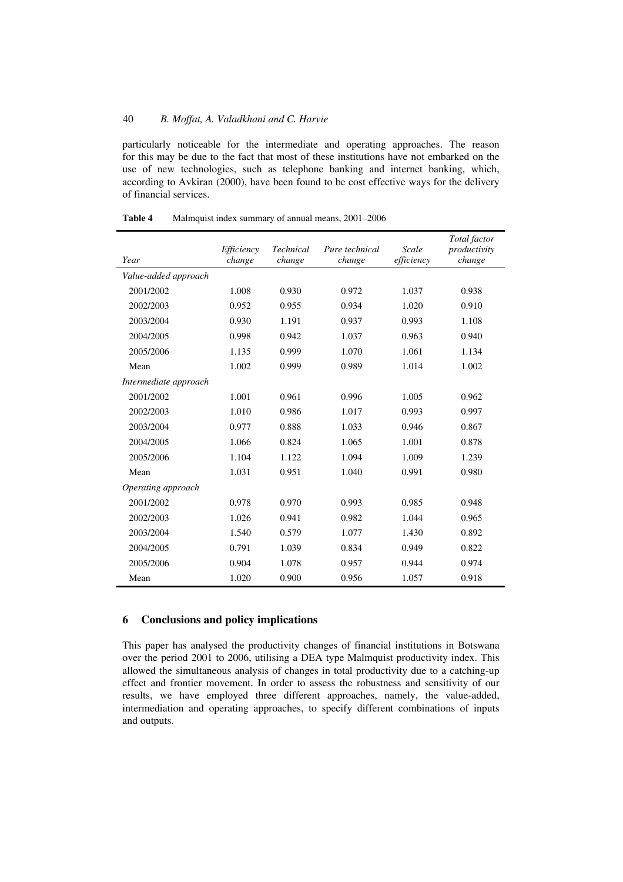particularly noticeable for the intermediate and operating approaches. The reason for this may be due to the fact that most of these institutions have not embarked on the use of new technologies, such as telephone banking and internet banking, which, according to Avkiran (2000), have been found to be cost effective ways for the delivery of financial services.

**Table 4** Malmquist index summary of annual means, 2001–2006

| *Year* | *Efficiency change* | *Technical change* | *Pure technical change* | *Scale efficiency* | *Total factor productivity change* |
|---|---|---|---|---|---|
| *Value-added approach* | | | | | |
| 2001/2002 | 1.008 | 0.930 | 0.972 | 1.037 | 0.938 |
| 2002/2003 | 0.952 | 0.955 | 0.934 | 1.020 | 0.910 |
| 2003/2004 | 0.930 | 1.191 | 0.937 | 0.993 | 1.108 |
| 2004/2005 | 0.998 | 0.942 | 1.037 | 0.963 | 0.940 |
| 2005/2006 | 1.135 | 0.999 | 1.070 | 1.061 | 1.134 |
| Mean | 1.002 | 0.999 | 0.989 | 1.014 | 1.002 |
| *Intermediate approach* | | | | | |
| 2001/2002 | 1.001 | 0.961 | 0.996 | 1.005 | 0.962 |
| 2002/2003 | 1.010 | 0.986 | 1.017 | 0.993 | 0.997 |
| 2003/2004 | 0.977 | 0.888 | 1.033 | 0.946 | 0.867 |
| 2004/2005 | 1.066 | 0.824 | 1.065 | 1.001 | 0.878 |
| 2005/2006 | 1.104 | 1.122 | 1.094 | 1.009 | 1.239 |
| Mean | 1.031 | 0.951 | 1.040 | 0.991 | 0.980 |
| *Operating approach* | | | | | |
| 2001/2002 | 0.978 | 0.970 | 0.993 | 0.985 | 0.948 |
| 2002/2003 | 1.026 | 0.941 | 0.982 | 1.044 | 0.965 |
| 2003/2004 | 1.540 | 0.579 | 1.077 | 1.430 | 0.892 |
| 2004/2005 | 0.791 | 1.039 | 0.834 | 0.949 | 0.822 |
| 2005/2006 | 0.904 | 1.078 | 0.957 | 0.944 | 0.974 |
| Mean | 1.020 | 0.900 | 0.956 | 1.057 | 0.918 |

## 6 Conclusions and policy implications

This paper has analysed the productivity changes of financial institutions in Botswana over the period 2001 to 2006, utilising a DEA type Malmquist productivity index. This allowed the simultaneous analysis of changes in total productivity due to a catching-up effect and frontier movement. In order to assess the robustness and sensitivity of our results, we have employed three different approaches, namely, the value-added, intermediation and operating approaches, to specify different combinations of inputs and outputs.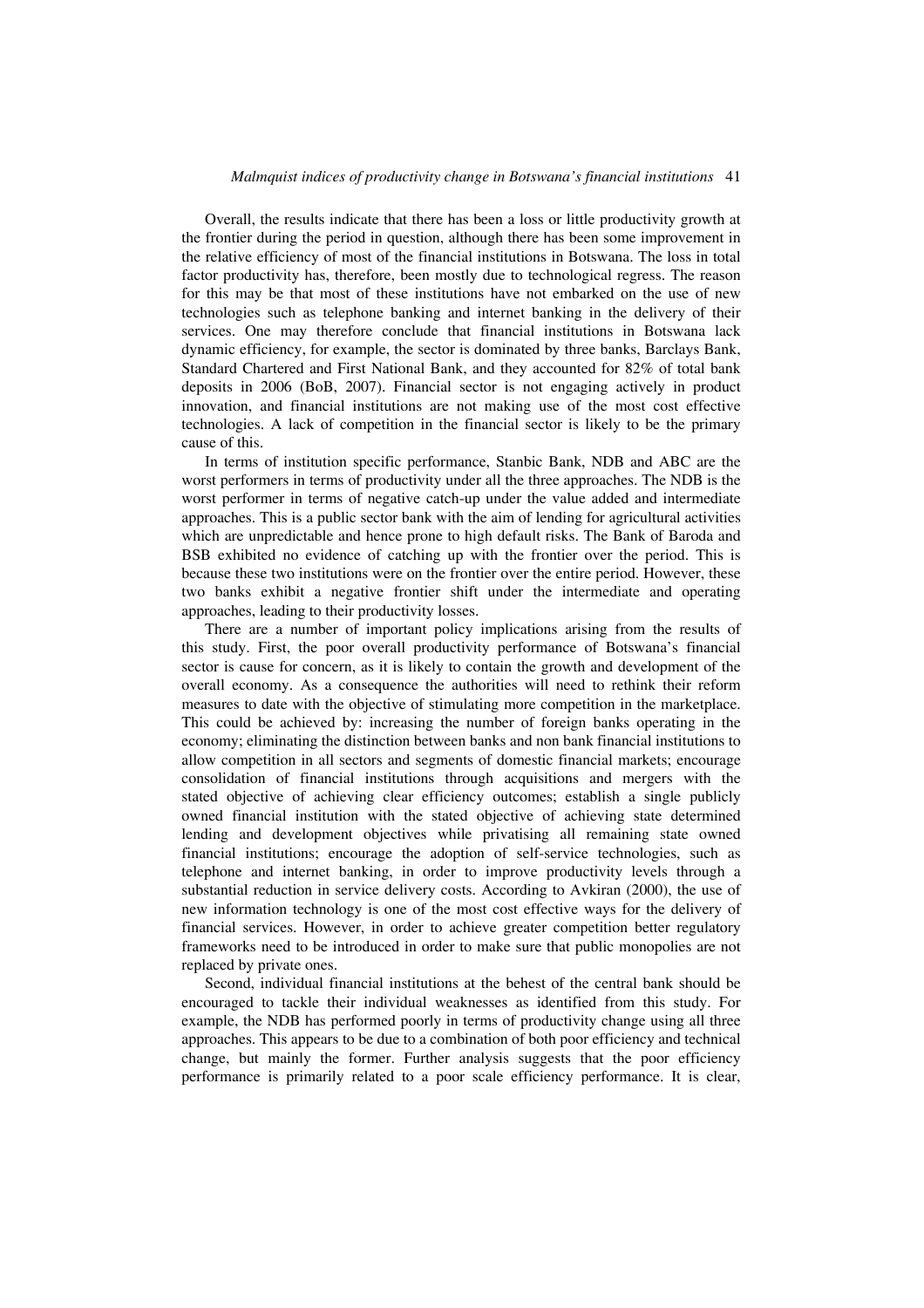Overall, the results indicate that there has been a loss or little productivity growth at the frontier during the period in question, although there has been some improvement in the relative efficiency of most of the financial institutions in Botswana. The loss in total factor productivity has, therefore, been mostly due to technological regress. The reason for this may be that most of these institutions have not embarked on the use of new technologies such as telephone banking and internet banking in the delivery of their services. One may therefore conclude that financial institutions in Botswana lack dynamic efficiency, for example, the sector is dominated by three banks, Barclays Bank, Standard Chartered and First National Bank, and they accounted for 82% of total bank deposits in 2006 (BoB, 2007). Financial sector is not engaging actively in product innovation, and financial institutions are not making use of the most cost effective technologies. A lack of competition in the financial sector is likely to be the primary cause of this.

In terms of institution specific performance, Stanbic Bank, NDB and ABC are the worst performers in terms of productivity under all the three approaches. The NDB is the worst performer in terms of negative catch-up under the value added and intermediate approaches. This is a public sector bank with the aim of lending for agricultural activities which are unpredictable and hence prone to high default risks. The Bank of Baroda and BSB exhibited no evidence of catching up with the frontier over the period. This is because these two institutions were on the frontier over the entire period. However, these two banks exhibit a negative frontier shift under the intermediate and operating approaches, leading to their productivity losses.

There are a number of important policy implications arising from the results of this study. First, the poor overall productivity performance of Botswana's financial sector is cause for concern, as it is likely to contain the growth and development of the overall economy. As a consequence the authorities will need to rethink their reform measures to date with the objective of stimulating more competition in the marketplace. This could be achieved by: increasing the number of foreign banks operating in the economy; eliminating the distinction between banks and non bank financial institutions to allow competition in all sectors and segments of domestic financial markets; encourage consolidation of financial institutions through acquisitions and mergers with the stated objective of achieving clear efficiency outcomes; establish a single publicly owned financial institution with the stated objective of achieving state determined lending and development objectives while privatising all remaining state owned financial institutions; encourage the adoption of self-service technologies, such as telephone and internet banking, in order to improve productivity levels through a substantial reduction in service delivery costs. According to Avkiran (2000), the use of new information technology is one of the most cost effective ways for the delivery of financial services. However, in order to achieve greater competition better regulatory frameworks need to be introduced in order to make sure that public monopolies are not replaced by private ones.

Second, individual financial institutions at the behest of the central bank should be encouraged to tackle their individual weaknesses as identified from this study. For example, the NDB has performed poorly in terms of productivity change using all three approaches. This appears to be due to a combination of both poor efficiency and technical change, but mainly the former. Further analysis suggests that the poor efficiency performance is primarily related to a poor scale efficiency performance. It is clear,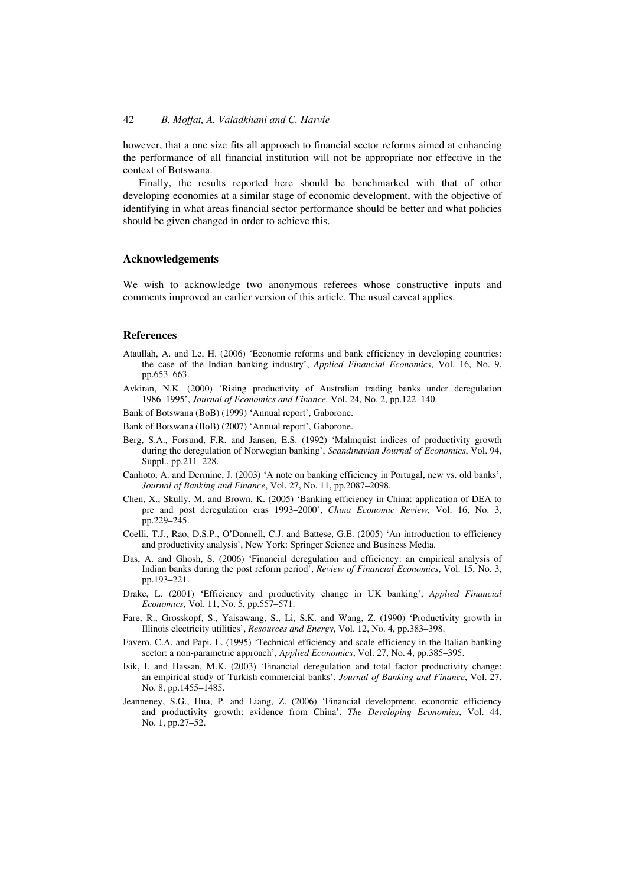however, that a one size fits all approach to financial sector reforms aimed at enhancing the performance of all financial institution will not be appropriate nor effective in the context of Botswana.

Finally, the results reported here should be benchmarked with that of other developing economies at a similar stage of economic development, with the objective of identifying in what areas financial sector performance should be better and what policies should be given changed in order to achieve this.

## Acknowledgements

We wish to acknowledge two anonymous referees whose constructive inputs and comments improved an earlier version of this article. The usual caveat applies.

## References

Ataullah, A. and Le, H. (2006) 'Economic reforms and bank efficiency in developing countries: the case of the Indian banking industry', *Applied Financial Economics*, Vol. 16, No. 9, pp.653–663.

Avkiran, N.K. (2000) 'Rising productivity of Australian trading banks under deregulation 1986–1995', *Journal of Economics and Finance,* Vol. 24, No. 2, pp.122–140.

Bank of Botswana (BoB) (1999) 'Annual report', Gaborone.

Bank of Botswana (BoB) (2007) 'Annual report', Gaborone.

Berg, S.A., Forsund, F.R. and Jansen, E.S. (1992) 'Malmquist indices of productivity growth during the deregulation of Norwegian banking', *Scandinavian Journal of Economics*, Vol. 94, Suppl., pp.211–228.

Canhoto, A. and Dermine, J. (2003) 'A note on banking efficiency in Portugal, new vs. old banks', *Journal of Banking and Finance*, Vol. 27, No. 11, pp.2087–2098.

Chen, X., Skully, M. and Brown, K. (2005) 'Banking efficiency in China: application of DEA to pre and post deregulation eras 1993–2000', *China Economic Review*, Vol. 16, No. 3, pp.229–245.

Coelli, T.J., Rao, D.S.P., O'Donnell, C.J. and Battese, G.E. (2005) 'An introduction to efficiency and productivity analysis', New York: Springer Science and Business Media.

Das, A. and Ghosh, S. (2006) 'Financial deregulation and efficiency: an empirical analysis of Indian banks during the post reform period', *Review of Financial Economics*, Vol. 15, No. 3, pp.193–221.

Drake, L. (2001) 'Efficiency and productivity change in UK banking', *Applied Financial Economics*, Vol. 11, No. 5, pp.557–571.

Fare, R., Grosskopf, S., Yaisawang, S., Li, S.K. and Wang, Z. (1990) 'Productivity growth in Illinois electricity utilities', *Resources and Energy*, Vol. 12, No. 4, pp.383–398.

Favero, C.A. and Papi, L. (1995) 'Technical efficiency and scale efficiency in the Italian banking sector: a non-parametric approach', *Applied Economics*, Vol. 27, No. 4, pp.385–395.

Isik, I. and Hassan, M.K. (2003) 'Financial deregulation and total factor productivity change: an empirical study of Turkish commercial banks', *Journal of Banking and Finance*, Vol. 27, No. 8, pp.1455–1485.

Jeanneney, S.G., Hua, P. and Liang, Z. (2006) 'Financial development, economic efficiency and productivity growth: evidence from China', *The Developing Economies*, Vol. 44, No. 1, pp.27–52.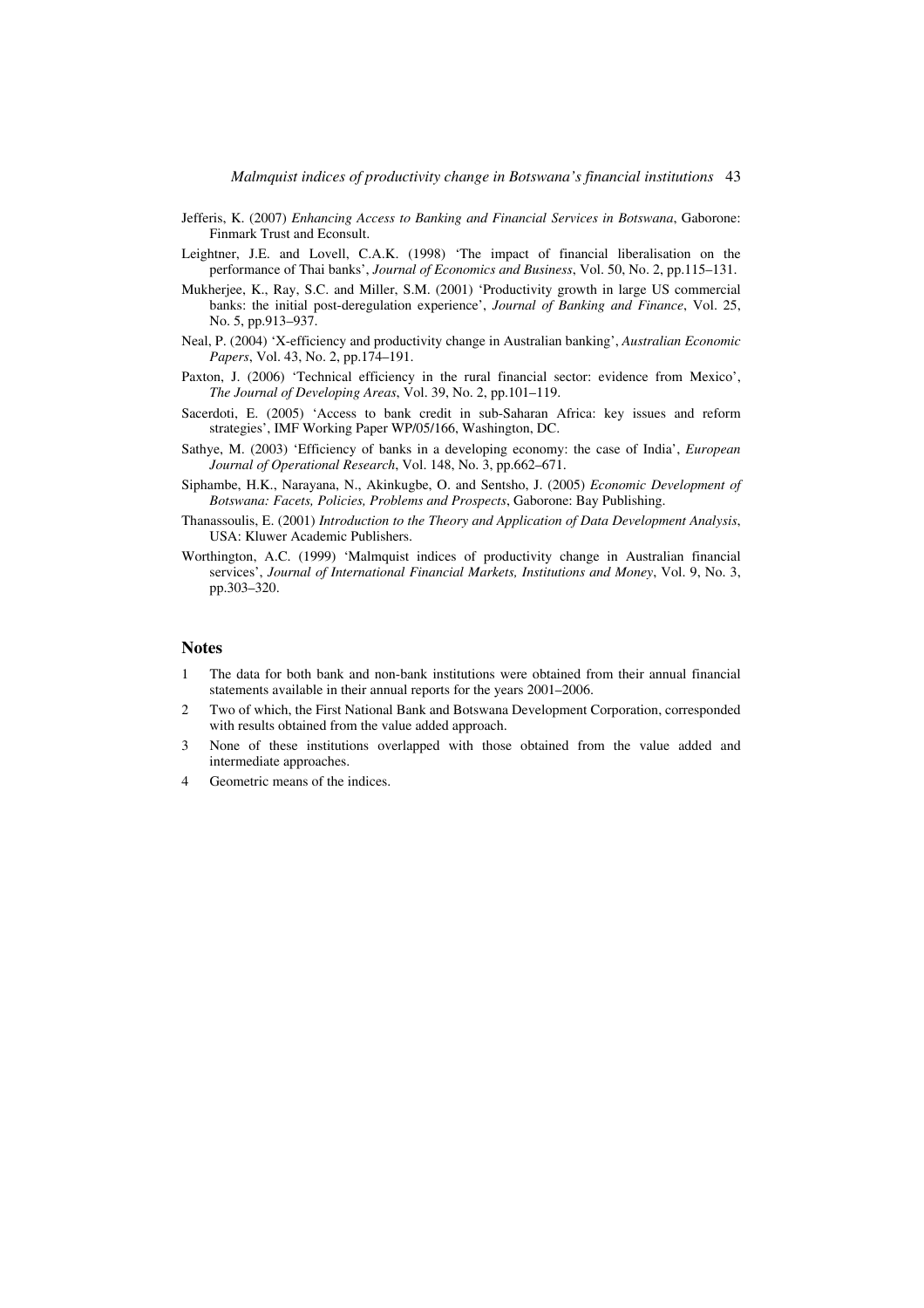Jefferis, K. (2007) *Enhancing Access to Banking and Financial Services in Botswana*, Gaborone: Finmark Trust and Econsult.

Leightner, J.E. and Lovell, C.A.K. (1998) 'The impact of financial liberalisation on the performance of Thai banks', *Journal of Economics and Business*, Vol. 50, No. 2, pp.115–131.

Mukherjee, K., Ray, S.C. and Miller, S.M. (2001) 'Productivity growth in large US commercial banks: the initial post-deregulation experience', *Journal of Banking and Finance*, Vol. 25, No. 5, pp.913–937.

Neal, P. (2004) 'X-efficiency and productivity change in Australian banking', *Australian Economic Papers*, Vol. 43, No. 2, pp.174–191.

Paxton, J. (2006) 'Technical efficiency in the rural financial sector: evidence from Mexico', *The Journal of Developing Areas*, Vol. 39, No. 2, pp.101–119.

Sacerdoti, E. (2005) 'Access to bank credit in sub-Saharan Africa: key issues and reform strategies', IMF Working Paper WP/05/166, Washington, DC.

Sathye, M. (2003) 'Efficiency of banks in a developing economy: the case of India', *European Journal of Operational Research*, Vol. 148, No. 3, pp.662–671.

Siphambe, H.K., Narayana, N., Akinkugbe, O. and Sentsho, J. (2005) *Economic Development of Botswana: Facets, Policies, Problems and Prospects*, Gaborone: Bay Publishing.

Thanassoulis, E. (2001) *Introduction to the Theory and Application of Data Development Analysis*, USA: Kluwer Academic Publishers.

Worthington, A.C. (1999) 'Malmquist indices of productivity change in Australian financial services', *Journal of International Financial Markets, Institutions and Money*, Vol. 9, No. 3, pp.303–320.

## Notes

1. The data for both bank and non-bank institutions were obtained from their annual financial statements available in their annual reports for the years 2001–2006.
2. Two of which, the First National Bank and Botswana Development Corporation, corresponded with results obtained from the value added approach.
3. None of these institutions overlapped with those obtained from the value added and intermediate approaches.
4. Geometric means of the indices.